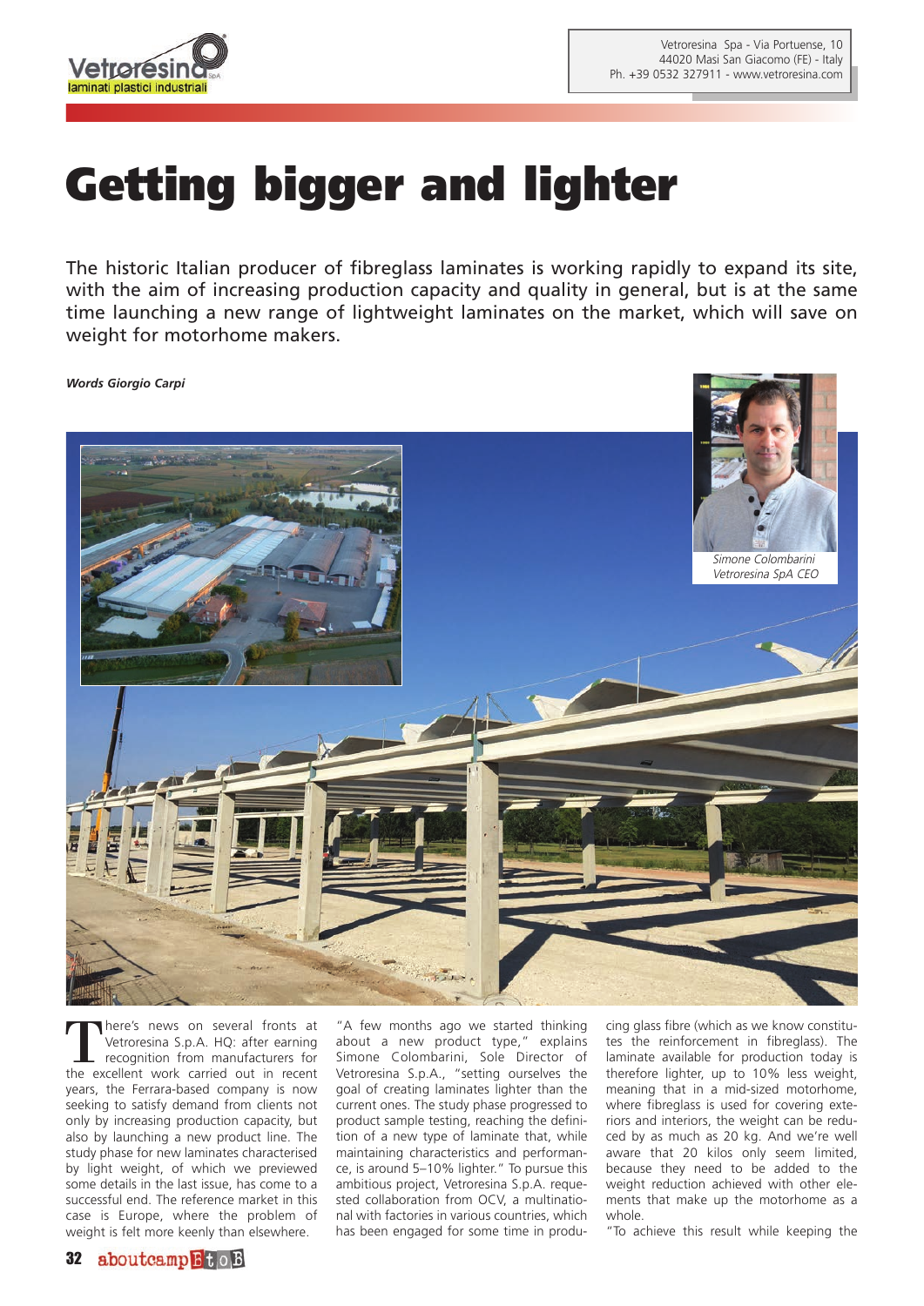Vetroresina Spa - Via Portuense, 10
44020 Masi San Giacomo (FE) - Italy
Ph. +39 0532 327911 - www.vetroresina.com

# Getting bigger and lighter

The historic Italian producer of fibreglass laminates is working rapidly to expand its site, with the aim of increasing production capacity and quality in general, but is at the same time launching a new range of lightweight laminates on the market, which will save on weight for motorhome makers.

***Words Giorgio Carpi***

Simone Colombarini
Vetroresina SpA CEO

There's news on several fronts at Vetroresina S.p.A. HQ: after earning recognition from manufacturers for the excellent work carried out in recent years, the Ferrara-based company is now seeking to satisfy demand from clients not only by increasing production capacity, but also by launching a new product line. The study phase for new laminates characterised by light weight, of which we previewed some details in the last issue, has come to a successful end. The reference market in this case is Europe, where the problem of weight is felt more keenly than elsewhere.

"A few months ago we started thinking about a new product type," explains Simone Colombarini, Sole Director of Vetroresina S.p.A., "setting ourselves the goal of creating laminates lighter than the current ones. The study phase progressed to product sample testing, reaching the definition of a new type of laminate that, while maintaining characteristics and performance, is around 5–10% lighter." To pursue this ambitious project, Vetroresina S.p.A. requested collaboration from OCV, a multinational with factories in various countries, which has been engaged for some time in producing glass fibre (which as we know constitutes the reinforcement in fibreglass). The laminate available for production today is therefore lighter, up to 10% less weight, meaning that in a mid-sized motorhome, where fibreglass is used for covering exteriors and interiors, the weight can be reduced by as much as 20 kg. And we're well aware that 20 kilos only seem limited, because they need to be added to the weight reduction achieved with other elements that make up the motorhome as a whole.

"To achieve this result while keeping the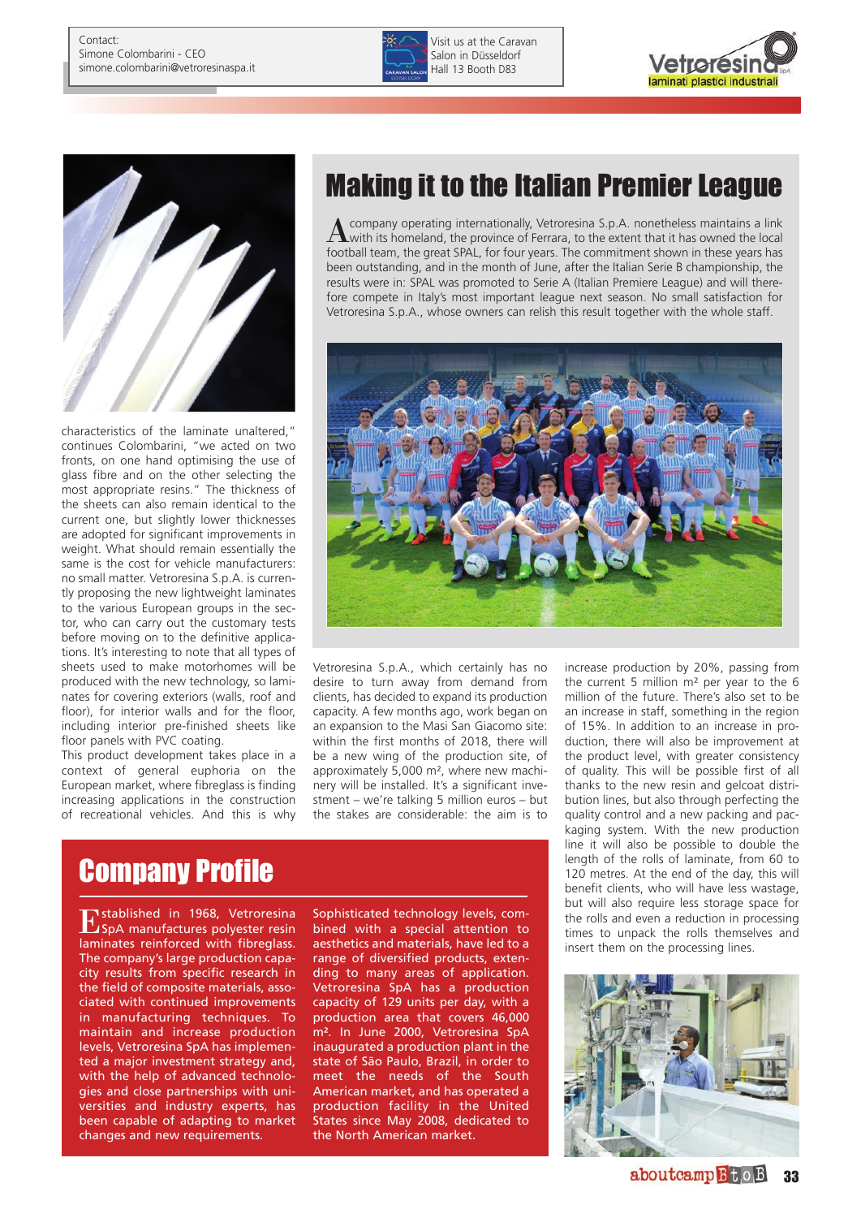Contact:
Simone Colombarini - CEO
simone.colombarini@vetroresinaspa.it

Visit us at the Caravan Salon in Düsseldorf Hall 13 Booth D83

characteristics of the laminate unaltered," continues Colombarini, "we acted on two fronts, on one hand optimising the use of glass fibre and on the other selecting the most appropriate resins." The thickness of the sheets can also remain identical to the current one, but slightly lower thicknesses are adopted for significant improvements in weight. What should remain essentially the same is the cost for vehicle manufacturers: no small matter. Vetroresina S.p.A. is currently proposing the new lightweight laminates to the various European groups in the sector, who can carry out the customary tests before moving on to the definitive applications. It's interesting to note that all types of sheets used to make motorhomes will be produced with the new technology, so laminates for covering exteriors (walls, roof and floor), for interior walls and for the floor, including interior pre-finished sheets like floor panels with PVC coating.

This product development takes place in a context of general euphoria on the European market, where fibreglass is finding increasing applications in the construction of recreational vehicles. And this is why Vetroresina S.p.A., which certainly has no desire to turn away from demand from clients, has decided to expand its production capacity. A few months ago, work began on an expansion to the Masi San Giacomo site: within the first months of 2018, there will be a new wing of the production site, of approximately 5,000 m², where new machinery will be installed. It's a significant investment – we're talking 5 million euros – but the stakes are considerable: the aim is to increase production by 20%, passing from the current 5 million m² per year to the 6 million of the future. There's also set to be an increase in staff, something in the region of 15%. In addition to an increase in production, there will also be improvement at the product level, with greater consistency of quality. This will be possible first of all thanks to the new resin and gelcoat distribution lines, but also through perfecting the quality control and a new packing and packaging system. With the new production line it will also be possible to double the length of the rolls of laminate, from 60 to 120 metres. At the end of the day, this will benefit clients, who will have less wastage, but will also require less storage space for the rolls and even a reduction in processing times to unpack the rolls themselves and insert them on the processing lines.

## Making it to the Italian Premier League

A company operating internationally, Vetroresina S.p.A. nonetheless maintains a link with its homeland, the province of Ferrara, to the extent that it has owned the local football team, the great SPAL, for four years. The commitment shown in these years has been outstanding, and in the month of June, after the Italian Serie B championship, the results were in: SPAL was promoted to Serie A (Italian Premiere League) and will therefore compete in Italy's most important league next season. No small satisfaction for Vetroresina S.p.A., whose owners can relish this result together with the whole staff.

## Company Profile

Established in 1968, Vetroresina SpA manufactures polyester resin laminates reinforced with fibreglass. The company's large production capacity results from specific research in the field of composite materials, associated with continued improvements in manufacturing techniques. To maintain and increase production levels, Vetroresina SpA has implemented a major investment strategy and, with the help of advanced technologies and close partnerships with universities and industry experts, has been capable of adapting to market changes and new requirements. Sophisticated technology levels, combined with a special attention to aesthetics and materials, have led to a range of diversified products, extending to many areas of application. Vetroresina SpA has a production capacity of 129 units per day, with a production area that covers 46,000 m². In June 2000, Vetroresina SpA inaugurated a production plant in the state of São Paulo, Brazil, in order to meet the needs of the South American market, and has operated a production facility in the United States since May 2008, dedicated to the North American market.